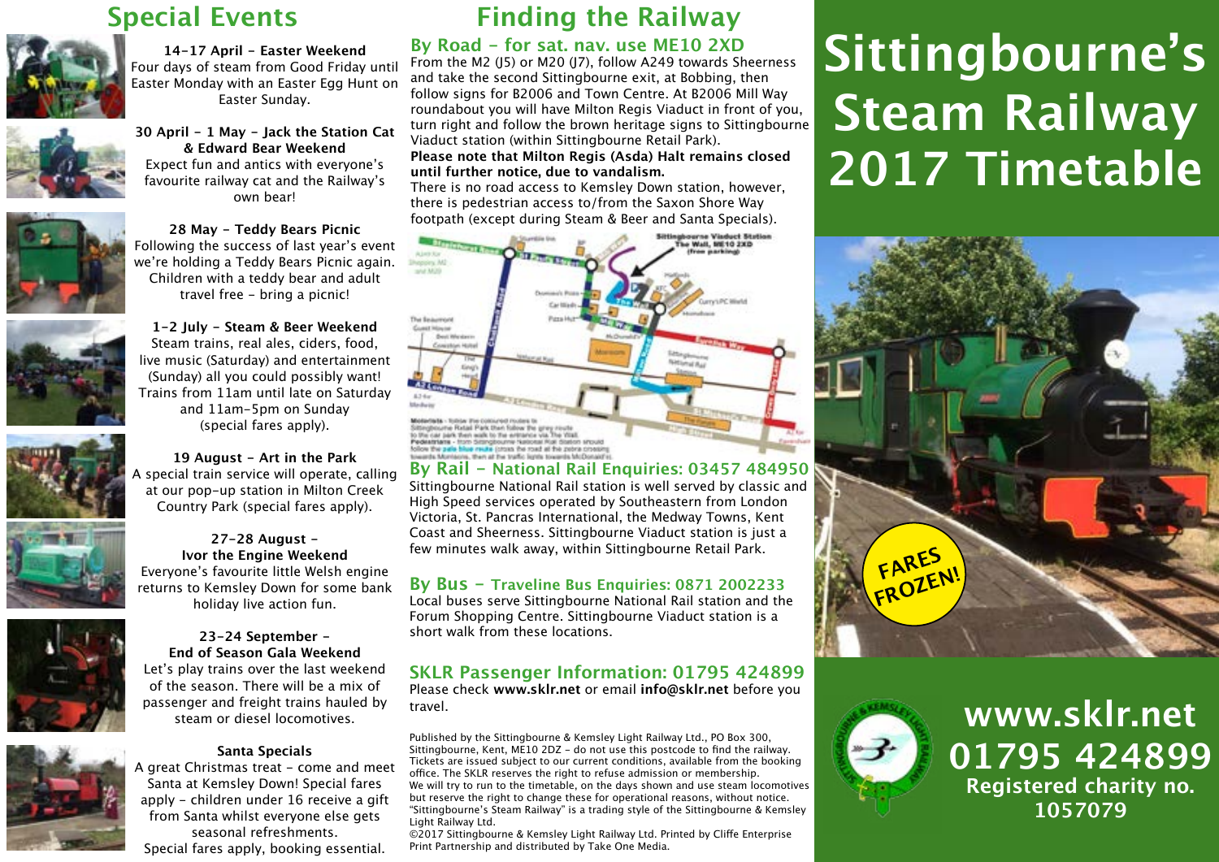## Special Events

**14-17 April - Easter Weekend**
Four days of steam from Good Friday until Easter Monday with an Easter Egg Hunt on Easter Sunday.

**30 April - 1 May - Jack the Station Cat & Edward Bear Weekend**
Expect fun and antics with everyone's favourite railway cat and the Railway's own bear!

**28 May - Teddy Bears Picnic**
Following the success of last year's event we're holding a Teddy Bears Picnic again. Children with a teddy bear and adult travel free - bring a picnic!

**1-2 July - Steam & Beer Weekend**
Steam trains, real ales, ciders, food, live music (Saturday) and entertainment (Sunday) all you could possibly want! Trains from 11am until late on Saturday and 11am-5pm on Sunday (special fares apply).

**19 August - Art in the Park**
A special train service will operate, calling at our pop-up station in Milton Creek Country Park (special fares apply).

**27-28 August - Ivor the Engine Weekend**
Everyone's favourite little Welsh engine returns to Kemsley Down for some bank holiday live action fun.

**23-24 September - End of Season Gala Weekend**
Let's play trains over the last weekend of the season. There will be a mix of passenger and freight trains hauled by steam or diesel locomotives.

**Santa Specials**
A great Christmas treat - come and meet Santa at Kemsley Down! Special fares apply - children under 16 receive a gift from Santa whilst everyone else gets seasonal refreshments. Special fares apply, booking essential.

## Finding the Railway

### By Road - for sat. nav. use ME10 2XD

From the M2 (J5) or M20 (J7), follow A249 towards Sheerness and take the second Sittingbourne exit, at Bobbing, then follow signs for B2006 and Town Centre. At B2006 Mill Way roundabout you will have Milton Regis Viaduct in front of you, turn right and follow the brown heritage signs to Sittingbourne Viaduct station (within Sittingbourne Retail Park).

**Please note that Milton Regis (Asda) Halt remains closed until further notice, due to vandalism.**

There is no road access to Kemsley Down station, however, there is pedestrian access to/from the Saxon Shore Way footpath (except during Steam & Beer and Santa Specials).

### By Rail - National Rail Enquiries: 03457 484950

Sittingbourne National Rail station is well served by classic and High Speed services operated by Southeastern from London Victoria, St. Pancras International, the Medway Towns, Kent Coast and Sheerness. Sittingbourne Viaduct station is just a few minutes walk away, within Sittingbourne Retail Park.

### By Bus - Traveline Bus Enquiries: 0871 2002233

Local buses serve Sittingbourne National Rail station and the Forum Shopping Centre. Sittingbourne Viaduct station is a short walk from these locations.

### SKLR Passenger Information: 01795 424899

Please check **www.sklr.net** or email **info@sklr.net** before you travel.

Published by the Sittingbourne & Kemsley Light Railway Ltd., PO Box 300, Sittingbourne, Kent, ME10 2DZ - do not use this postcode to find the railway. Tickets are issued subject to our current conditions, available from the booking office. The SKLR reserves the right to refuse admission or membership. We will try to run to the timetable, on the days shown and use steam locomotives but reserve the right to change these for operational reasons, without notice. "Sittingbourne's Steam Railway" is a trading style of the Sittingbourne & Kemsley Light Railway Ltd.

©2017 Sittingbourne & Kemsley Light Railway Ltd. Printed by Cliffe Enterprise Print Partnership and distributed by Take One Media.

# Sittingbourne's Steam Railway 2017 Timetable

FARES FROZEN!

**www.sklr.net**
**01795 424899**
**Registered charity no. 1057079**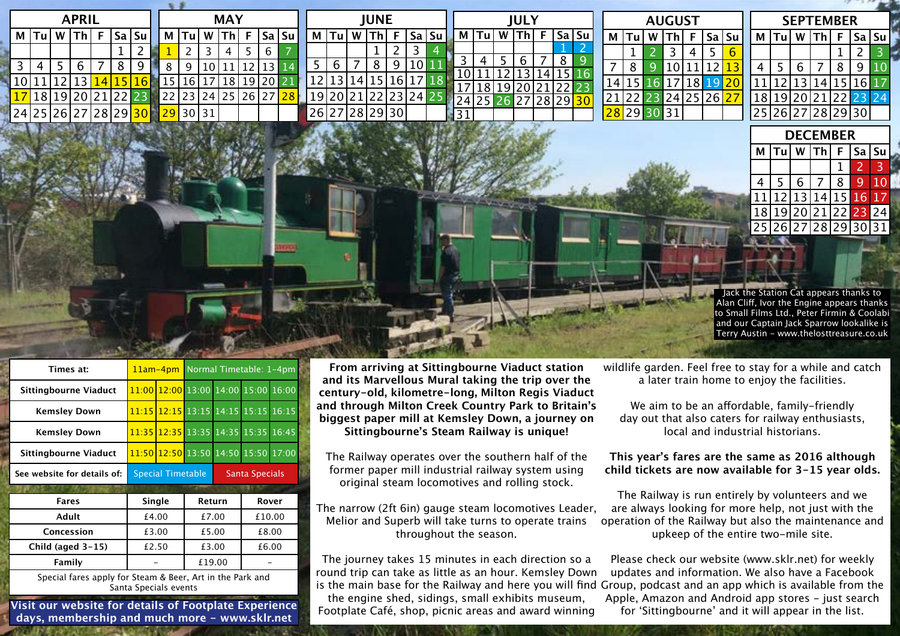## APRIL

| M | Tu | W | Th | F | Sa | Su |
|---|---|---|---|---|---|---|
| | | | | | 1 | 2 |
| 3 | 4 | 5 | 6 | 7 | 8 | 9 |
| 10 | 11 | 12 | 13 | 14 | 15 | 16 |
| 17 | 18 | 19 | 20 | 21 | 22 | 23 |
| 24 | 25 | 26 | 27 | 28 | 29 | 30 |

## MAY

| M | Tu | W | Th | F | Sa | Su |
|---|---|---|---|---|---|---|
| 1 | 2 | 3 | 4 | 5 | 6 | 7 |
| 8 | 9 | 10 | 11 | 12 | 13 | 14 |
| 15 | 16 | 17 | 18 | 19 | 20 | 21 |
| 22 | 23 | 24 | 25 | 26 | 27 | 28 |
| 29 | 30 | 31 | | | | |

## JUNE

| M | Tu | W | Th | F | Sa | Su |
|---|---|---|---|---|---|---|
| | | | 1 | 2 | 3 | 4 |
| 5 | 6 | 7 | 8 | 9 | 10 | 11 |
| 12 | 13 | 14 | 15 | 16 | 17 | 18 |
| 19 | 20 | 21 | 22 | 23 | 24 | 25 |
| 26 | 27 | 28 | 29 | 30 | | |

## JULY

| M | Tu | W | Th | F | Sa | Su |
|---|---|---|---|---|---|---|
| | | | | | 1 | 2 |
| 3 | 4 | 5 | 6 | 7 | 8 | 9 |
| 10 | 11 | 12 | 13 | 14 | 15 | 16 |
| 17 | 18 | 19 | 20 | 21 | 22 | 23 |
| 24 | 25 | 26 | 27 | 28 | 29 | 30 |
| 31 | | | | | | |

## AUGUST

| M | Tu | W | Th | F | Sa | Su |
|---|---|---|---|---|---|---|
| | 1 | 2 | 3 | 4 | 5 | 6 |
| 7 | 8 | 9 | 10 | 11 | 12 | 13 |
| 14 | 15 | 16 | 17 | 18 | 19 | 20 |
| 21 | 22 | 23 | 24 | 25 | 26 | 27 |
| 28 | 29 | 30 | 31 | | | |

## SEPTEMBER

| M | Tu | W | Th | F | Sa | Su |
|---|---|---|---|---|---|---|
| | | | | 1 | 2 | 3 |
| 4 | 5 | 6 | 7 | 8 | 9 | 10 |
| 11 | 12 | 13 | 14 | 15 | 16 | 17 |
| 18 | 19 | 20 | 21 | 22 | 23 | 24 |
| 25 | 26 | 27 | 28 | 29 | 30 | |

## DECEMBER

| M | Tu | W | Th | F | Sa | Su |
|---|---|---|---|---|---|---|
| | | | | 1 | 2 | 3 |
| 4 | 5 | 6 | 7 | 8 | 9 | 10 |
| 11 | 12 | 13 | 14 | 15 | 16 | 17 |
| 18 | 19 | 20 | 21 | 22 | 23 | 24 |
| 25 | 26 | 27 | 28 | 29 | 30 | 31 |

Jack the Station Cat appears thanks to Alan Cliff, Ivor the Engine appears thanks to Small Films Ltd., Peter Firmin & Coolabi and our Captain Jack Sparrow lookalike is Terry Austin - www.thelosttreasure.co.uk

| Times at: | 11am-4pm | | Normal Timetable: 1-4pm | | | |
|---|---|---|---|---|---|---|
| Sittingbourne Viaduct | 11:00 | 12:00 | 13:00 | 14:00 | 15:00 | 16:00 |
| Kemsley Down | 11:15 | 12:15 | 13:15 | 14:15 | 15:15 | 16:15 |
| Kemsley Down | 11:35 | 12:35 | 13:35 | 14:35 | 15:35 | 16:45 |
| Sittingbourne Viaduct | 11:50 | 12:50 | 13:50 | 14:50 | 15:50 | 17:00 |
| See website for details of: | Special Timetable | | | Santa Specials | | |

| Fares | Single | Return | Rover |
|---|---|---|---|
| Adult | £4.00 | £7.00 | £10.00 |
| Concession | £3.00 | £5.00 | £8.00 |
| Child (aged 3-15) | £2.50 | £3.00 | £6.00 |
| Family | - | £19.00 | - |

Special fares apply for Steam & Beer, Art in the Park and Santa Specials events

**Visit our website for details of Footplate Experience days, membership and much more - www.sklr.net**

**From arriving at Sittingbourne Viaduct station and its Marvellous Mural taking the trip over the century-old, kilometre-long, Milton Regis Viaduct and through Milton Creek Country Park to Britain's biggest paper mill at Kemsley Down, a journey on Sittingbourne's Steam Railway is unique!**

The Railway operates over the southern half of the former paper mill industrial railway system using original steam locomotives and rolling stock.

The narrow (2ft 6in) gauge steam locomotives Leader, Melior and Superb will take turns to operate trains throughout the season.

The journey takes 15 minutes in each direction so a round trip can take as little as an hour. Kemsley Down is the main base for the Railway and here you will find the engine shed, sidings, small exhibits museum, Footplate Café, shop, picnic areas and award winning wildlife garden. Feel free to stay for a while and catch a later train home to enjoy the facilities.

We aim to be an affordable, family-friendly day out that also caters for railway enthusiasts, local and industrial historians.

**This year's fares are the same as 2016 although child tickets are now available for 3-15 year olds.**

The Railway is run entirely by volunteers and we are always looking for more help, not just with the operation of the Railway but also the maintenance and upkeep of the entire two-mile site.

Please check our website (www.sklr.net) for weekly updates and information. We also have a Facebook Group, podcast and an app which is available from the Apple, Amazon and Android app stores - just search for 'Sittingbourne' and it will appear in the list.